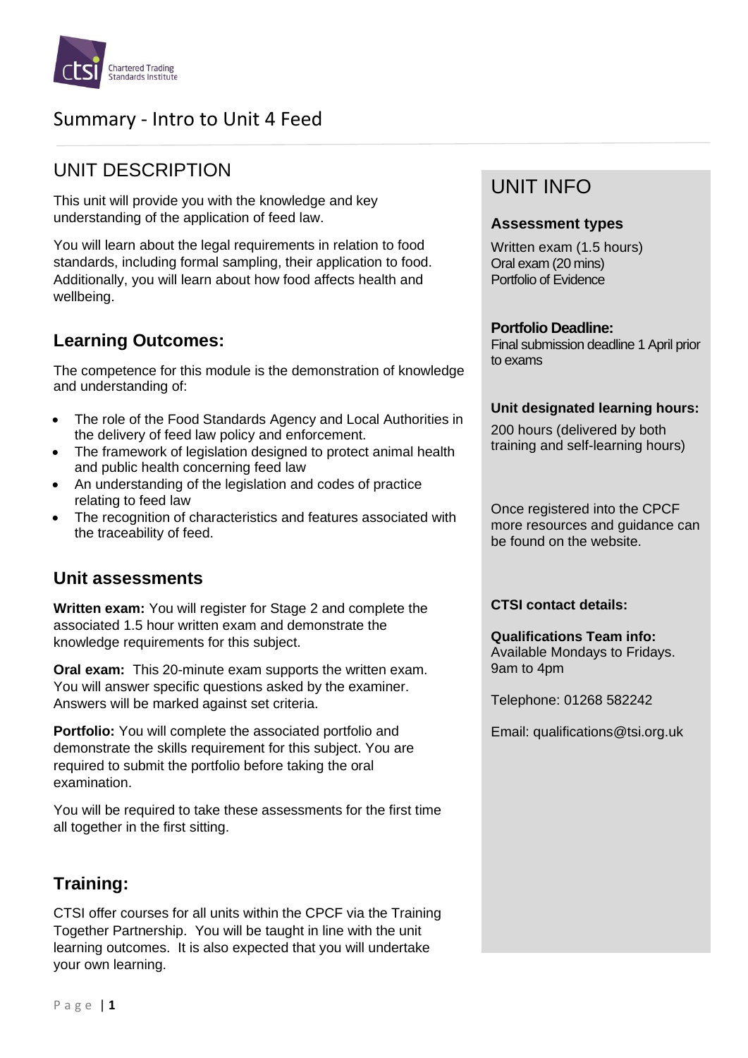# Summary - Intro to Unit 4 Feed

## UNIT DESCRIPTION

This unit will provide you with the knowledge and key understanding of the application of feed law.

You will learn about the legal requirements in relation to food standards, including formal sampling, their application to food. Additionally, you will learn about how food affects health and wellbeing.

### Learning Outcomes:

The competence for this module is the demonstration of knowledge and understanding of:

- The role of the Food Standards Agency and Local Authorities in the delivery of feed law policy and enforcement.
- The framework of legislation designed to protect animal health and public health concerning feed law
- An understanding of the legislation and codes of practice relating to feed law
- The recognition of characteristics and features associated with the traceability of feed.

### Unit assessments

**Written exam:** You will register for Stage 2 and complete the associated 1.5 hour written exam and demonstrate the knowledge requirements for this subject.

**Oral exam:** This 20-minute exam supports the written exam. You will answer specific questions asked by the examiner. Answers will be marked against set criteria.

**Portfolio:** You will complete the associated portfolio and demonstrate the skills requirement for this subject. You are required to submit the portfolio before taking the oral examination.

You will be required to take these assessments for the first time all together in the first sitting.

### Training:

CTSI offer courses for all units within the CPCF via the Training Together Partnership. You will be taught in line with the unit learning outcomes. It is also expected that you will undertake your own learning.

## UNIT INFO

**Assessment types**

Written exam (1.5 hours)
Oral exam (20 mins)
Portfolio of Evidence

**Portfolio Deadline:**
Final submission deadline 1 April prior to exams

**Unit designated learning hours:**

200 hours (delivered by both training and self-learning hours)

Once registered into the CPCF more resources and guidance can be found on the website.

**CTSI contact details:**

**Qualifications Team info:**
Available Mondays to Fridays. 9am to 4pm

Telephone: 01268 582242

Email: qualifications@tsi.org.uk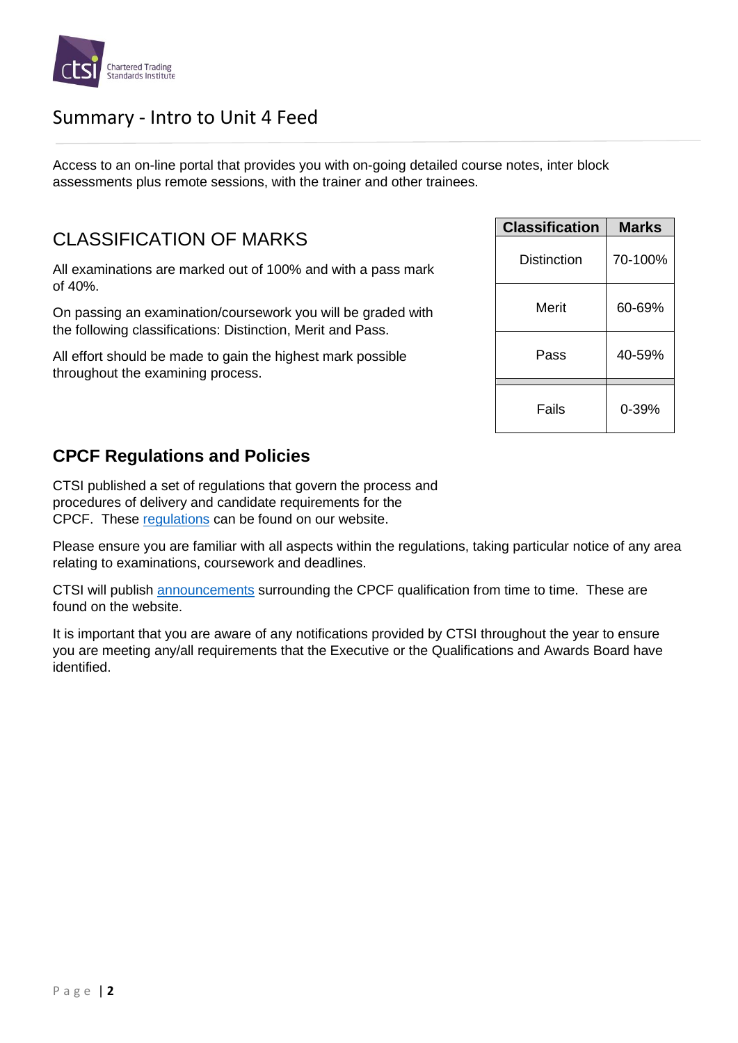# Summary - Intro to Unit 4 Feed

Access to an on-line portal that provides you with on-going detailed course notes, inter block assessments plus remote sessions, with the trainer and other trainees.

## CLASSIFICATION OF MARKS

All examinations are marked out of 100% and with a pass mark of 40%.

On passing an examination/coursework you will be graded with the following classifications: Distinction, Merit and Pass.

All effort should be made to gain the highest mark possible throughout the examining process.

| Classification | Marks |
|---|---|
| Distinction | 70-100% |
| Merit | 60-69% |
| Pass | 40-59% |
| Fails | 0-39% |

## CPCF Regulations and Policies

CTSI published a set of regulations that govern the process and procedures of delivery and candidate requirements for the CPCF. These regulations can be found on our website.

Please ensure you are familiar with all aspects within the regulations, taking particular notice of any area relating to examinations, coursework and deadlines.

CTSI will publish announcements surrounding the CPCF qualification from time to time. These are found on the website.

It is important that you are aware of any notifications provided by CTSI throughout the year to ensure you are meeting any/all requirements that the Executive or the Qualifications and Awards Board have identified.